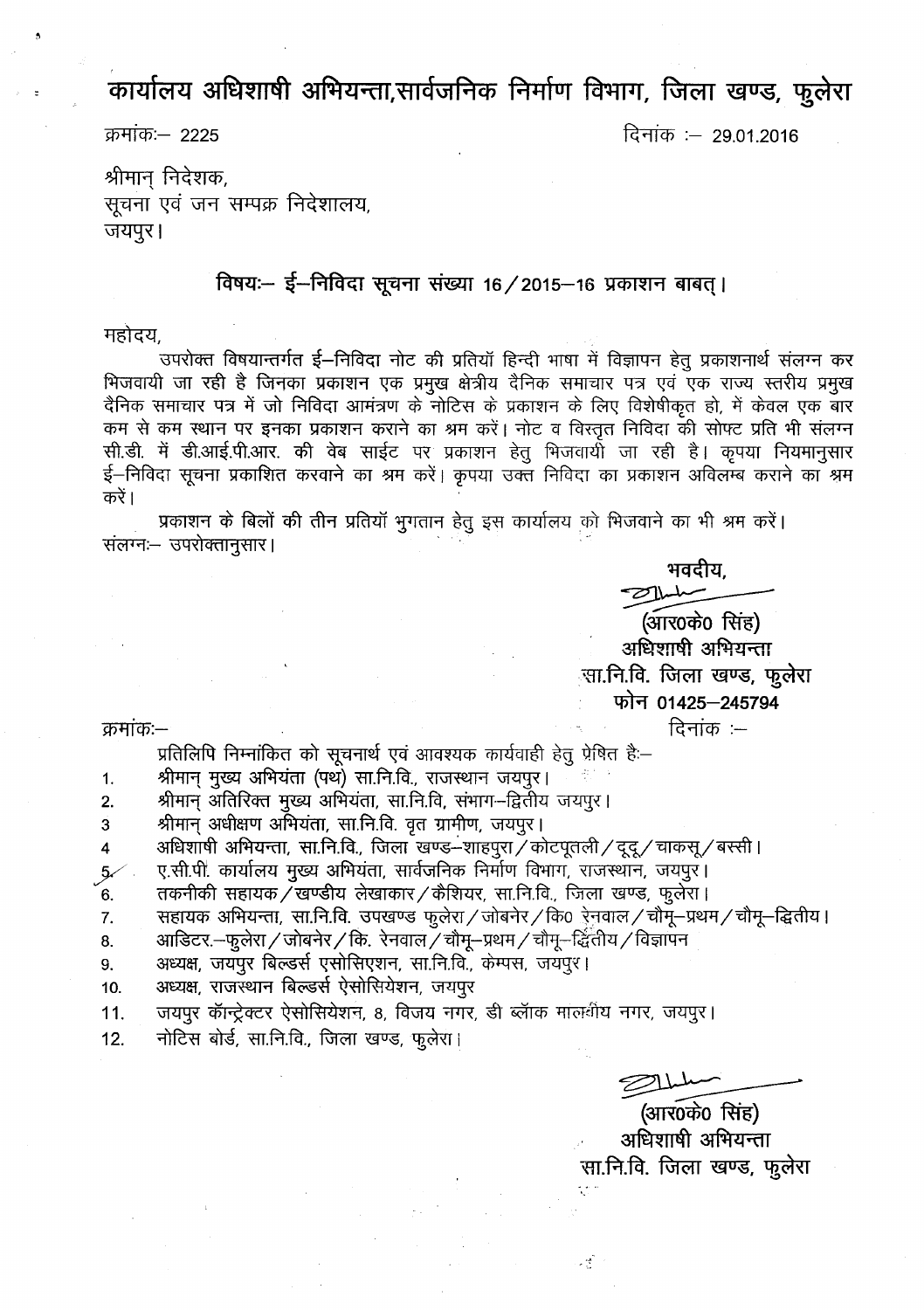# कार्यालय अधिशाषी अभियन्ता,सार्वजनिक निर्माण विभाग, जिला खण्ड, फुलेरा

क्रमांकः— 2225 दिनांक :— 29.01.2016

श्रीमान् निदेशक,
सूचना एवं जन सम्पक्र निदेशालय,
जयपुर।

**विषयः— ई—निविदा सूचना संख्या 16 / 2015—16 प्रकाशन बाबत्।**

महोदय,

उपरोक्त विषयान्तर्गत ई—निविदा नोट की प्रतियॉ हिन्दी भाषा में विज्ञापन हेतु प्रकाशनार्थ संलग्न कर भिजवायी जा रही है जिनका प्रकाशन एक प्रमुख क्षेत्रीय दैनिक समाचार पत्र एवं एक राज्य स्तरीय प्रमुख दैनिक समाचार पत्र में जो निविदा आमंत्रण के नोटिस के प्रकाशन के लिए विशेषीकृत हो, में केवल एक बार कम से कम स्थान पर इनका प्रकाशन कराने का श्रम करें। नोट व विस्तृत निविदा की सोफ्ट प्रति भी संलग्न सी.डी. में डी.आई.पी.आर. की वेब साईट पर प्रकाशन हेतु भिजवायी जा रही है। कृपया नियमानुसार ई—निविदा सूचना प्रकाशित करवाने का श्रम करें। कृपया उक्त निविदा का प्रकाशन अविलम्ब कराने का श्रम करें।

प्रकाशन के बिलों की तीन प्रतियॉ भुगतान हेतु इस कार्यालय को भिजवाने का भी श्रम करें।
संलग्नः— उपरोक्तानुसार।

भवदीय,

(आर0के0 सिंह)
अधिशाषी अभियन्ता
सा.नि.वि. जिला खण्ड, फुलेरा
फोन 01425—245794

क्रमांकः— दिनांक :—

प्रतिलिपि निम्नांकित को सूचनार्थ एवं आवश्यक कार्यवाही हेतु प्रेषित हैः—

1. श्रीमान् मुख्य अभियंता (पथ) सा.नि.वि., राजस्थान जयपुर।
2. श्रीमान् अतिरिक्त मुख्य अभियंता, सा.नि.वि, संभाग—द्वितीय जयपुर।
3. श्रीमान् अधीक्षण अभियंता, सा.नि.वि. वृत ग्रामीण, जयपुर।
4. अधिशाषी अभियन्ता, सा.नि.वि., जिला खण्ड—शाहपुरा / कोटपूतली / दूदू / चाकसू / बस्सी।
5. ए.सी.पी. कार्यालय मुख्य अभियंता, सार्वजनिक निर्माण विभाग, राजस्थान, जयपुर।
6. तकनीकी सहायक / खण्डीय लेखाकार / कैशियर, सा.नि.वि., जिला खण्ड, फुलेरा।
7. सहायक अभियन्ता, सा.नि.वि. उपखण्ड फुलेरा / जोबनेर / कि0 रेनवाल / चौमू—प्रथम / चौमू—द्वितीय।
8. आडिटर.—फुलेरा / जोबनेर / कि. रेनवाल / चौमू—प्रथम / चौमू—द्वितीय / विज्ञापन
9. अध्यक्ष, जयपुर बिल्डर्स एसोसिएशन, सा.नि.वि., केम्पस, जयपुर।
10. अध्यक्ष, राजस्थान बिल्डर्स ऐसोसियेशन, जयपुर
11. जयपुर कॉन्ट्रेक्टर ऐसोसियेशन, 8, विजय नगर, डी ब्लॉक मालवीय नगर, जयपुर।
12. नोटिस बोर्ड, सा.नि.वि., जिला खण्ड, फुलेरा।

(आर0के0 सिंह)
अधिशाषी अभियन्ता
सा.नि.वि. जिला खण्ड, फुलेरा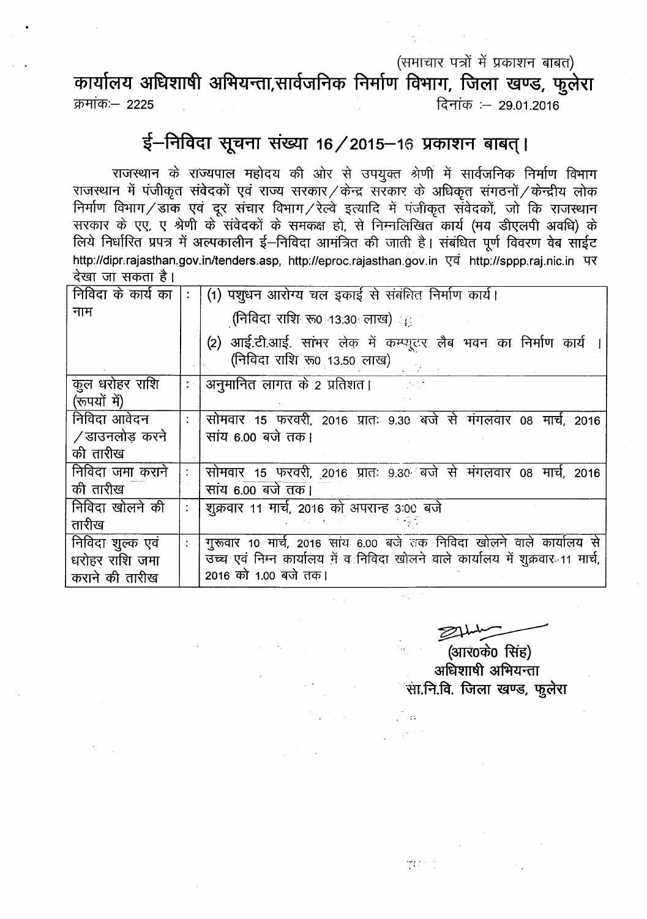(समाचार पत्रों में प्रकाशन बाबत)

# कार्यालय अधिशाषी अभियन्ता,सार्वजनिक निर्माण विभाग, जिला खण्ड, फुलेरा

क्रमांकः– 2225 दिनांक :– 29.01.2016

## ई–निविदा सूचना संख्या 16/2015–16 प्रकाशन बाबत्।

राजस्थान के राज्यपाल महोदय की ओर से उपयुक्त श्रेणी में सार्वजनिक निर्माण विभाग राजस्थान में पंजीकृत संवेदकों एवं राज्य सरकार/केन्द्र सरकार के अधिकृत संगठनों/केन्द्रीय लोक निर्माण विभाग/डाक एवं दूर संचार विभाग/रेल्वे इत्यादि में पंजीकृत संवेदकों, जो कि राजस्थान सरकार के एए, ए श्रेणी के संवेदकों के समकक्ष हो, से निम्नलिखित कार्य (मय डीएलपी अवधि) के लिये निर्धारित प्रपत्र में अल्पकालीन ई–निविदा आमंत्रित की जाती है। संबंधित पूर्ण विवरण वेब साईट http://dipr.rajasthan.gov.in/tenders.asp, http://eproc.rajasthan.gov.in एवं http://sppp.raj.nic.in पर देखा जा सकता है।

| | | |
|---|---|---|
| निविदा के कार्य का नाम | : | (1) पशुधन आरोग्य चल इकाई से संबंधित निर्माण कार्य। (निविदा राशि रू0 13.30 लाख)<br>(2) आई.टी.आई. सांभर लेक में कम्प्यूटर लैब भवन का निर्माण कार्य। (निविदा राशि रू0 13.50 लाख) |
| कुल धरोहर राशि (रूपयों में) | : | अनुमानित लागत के 2 प्रतिशत। |
| निविदा आवेदन /डाउनलोड करने की तारीख | : | सोमवार 15 फरवरी, 2016 प्रातः 9.30 बजे से मंगलवार 08 मार्च, 2016 सांय 6.00 बजे तक। |
| निविदा जमा कराने की तारीख | : | सोमवार 15 फरवरी, 2016 प्रातः 9.30 बजे से मंगलवार 08 मार्च, 2016 सांय 6.00 बजे तक। |
| निविदा खोलने की तारीख | : | शुक्रवार 11 मार्च, 2016 को अपरान्ह 3:00 बजे |
| निविदा शुल्क एवं धरोहर राशि जमा कराने की तारीख | : | गुरूवार 10 मार्च, 2016 सांय 6.00 बजे तक निविदा खोलने वाले कार्यालय से उच्च एवं निम्न कार्यालय में व निविदा खोलने वाले कार्यालय में शुक्रवार 11 मार्च, 2016 को 1.00 बजे तक। |

(आर0के0 सिंह)
अधिशाषी अभियन्ता
सा.नि.वि. जिला खण्ड, फुलेरा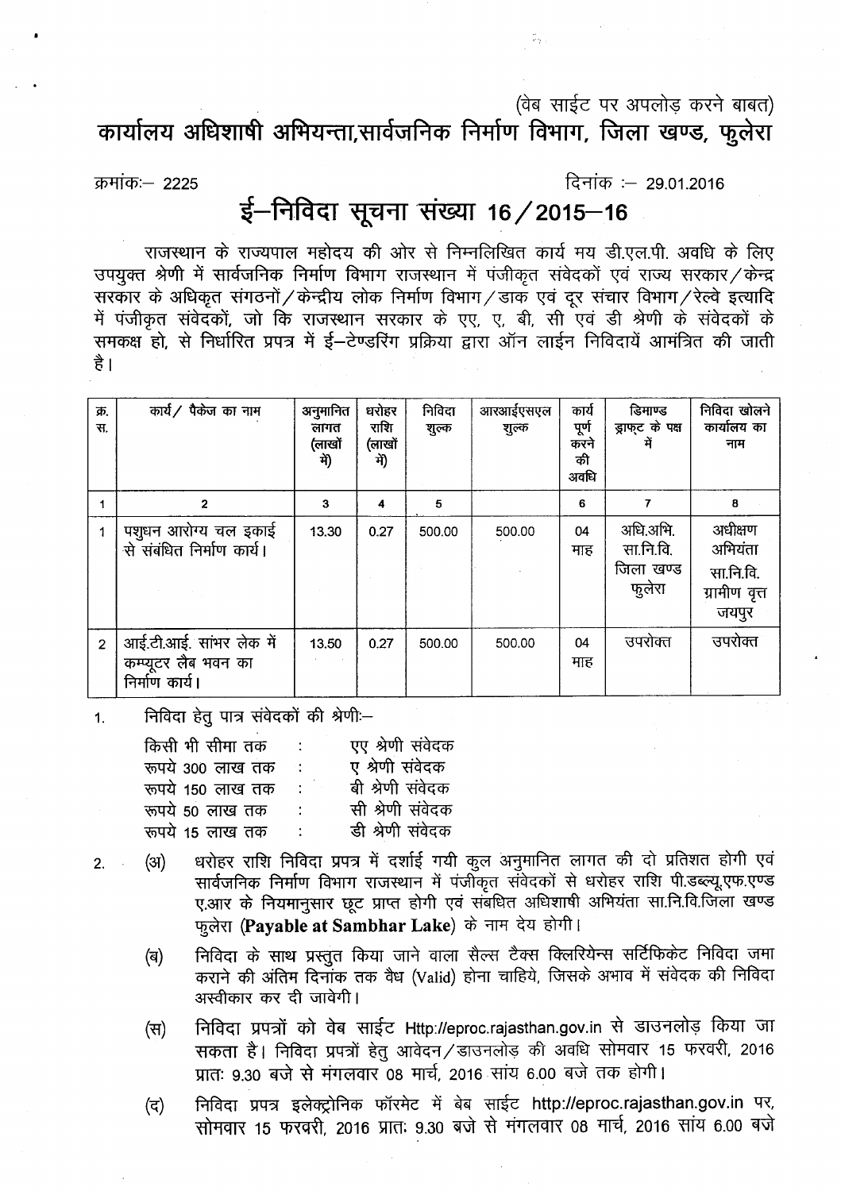(वेब साईट पर अपलोड़ करने बाबत)

# कार्यालय अधिशाषी अभियन्ता,सार्वजनिक निर्माण विभाग, जिला खण्ड, फुलेरा

क्रमांकः– 2225 दिनांक :– 29.01.2016

## ई–निविदा सूचना संख्या 16/2015–16

राजस्थान के राज्यपाल महोदय की ओर से निम्नलिखित कार्य मय डी.एल.पी. अवधि के लिए उपयुक्त श्रेणी में सार्वजनिक निर्माण विभाग राजस्थान में पंजीकृत संवेदकों एवं राज्य सरकार/केन्द्र सरकार के अधिकृत संगठनों/केन्द्रीय लोक निर्माण विभाग/डाक एवं दूर संचार विभाग/रेल्वे इत्यादि में पंजीकृत संवेदकों, जो कि राजस्थान सरकार के एए, ए, बी, सी एवं डी श्रेणी के संवेदकों के समकक्ष हो, से निर्धारित प्रपत्र में ई–टेण्डरिंग प्रक्रिया द्वारा ऑन लाईन निविदायें आमंत्रित की जाती है।

| क्र. स. | कार्य/ पैकेज का नाम | अनुमानित लागत (लाखों में) | धरोहर राशि (लाखों में) | निविदा शुल्क | आरआईएसएल शुल्क | कार्य पूर्ण करने की अवधि | डिमाण्ड ड्राफ्ट के पक्ष में | निविदा खोलने कार्यालय का नाम |
|---|---|---|---|---|---|---|---|---|
| 1 | 2 | 3 | 4 | 5 | | 6 | 7 | 8 |
| 1 | पशुधन आरोग्य चल इकाई से संबंधित निर्माण कार्य। | 13.30 | 0.27 | 500.00 | 500.00 | 04 माह | अधि.अभि. सा.नि.वि. जिला खण्ड फुलेरा | अधीक्षण अभियंता सा.नि.वि. ग्रामीण वृत्त जयपुर |
| 2 | आई.टी.आई. सांभर लेक में कम्प्यूटर लैब भवन का निर्माण कार्य। | 13.50 | 0.27 | 500.00 | 500.00 | 04 माह | उपरोक्त | उपरोक्त |

1. निविदा हेतु पात्र संवेदकों की श्रेणीः–

   | | | |
   |---|---|---|
   | किसी भी सीमा तक | : | एए श्रेणी संवेदक |
   | रूपये 300 लाख तक | : | ए श्रेणी संवेदक |
   | रूपये 150 लाख तक | : | बी श्रेणी संवेदक |
   | रूपये 50 लाख तक | : | सी श्रेणी संवेदक |
   | रूपये 15 लाख तक | : | डी श्रेणी संवेदक |

2. (अ) धरोहर राशि निविदा प्रपत्र में दर्शाई गयी कुल अनुमानित लागत की दो प्रतिशत होगी एवं सार्वजनिक निर्माण विभाग राजस्थान में पंजीकृत संवेदकों से धरोहर राशि पी.डब्ल्यू.एफ.एण्ड ए.आर के नियमानुसार छूट प्राप्त होगी एवं संबधित अधिशाषी अभियंता सा.नि.वि.जिला खण्ड फुलेरा (**Payable at Sambhar Lake**) के नाम देय होगी।

   (ब) निविदा के साथ प्रस्तुत किया जाने वाला सैल्स टैक्स क्लियरेन्स सर्टिफिकेट निविदा जमा कराने की अंतिम दिनांक तक वैध (Valid) होना चाहिये, जिसके अभाव में संवेदक की निविदा अस्वीकार कर दी जावेगी।

   (स) निविदा प्रपत्रों को वेब साईट Http://eproc.rajasthan.gov.in से डाउनलोड़ किया जा सकता है। निविदा प्रपत्रों हेतु आवेदन/डाउनलोड़ की अवधि सोमवार 15 फरवरी, 2016 प्रातः 9.30 बजे से मंगलवार 08 मार्च, 2016 सांय 6.00 बजे तक होगी।

   (द) निविदा प्रपत्र इलेक्ट्रोनिक फॉरमेट में बेब साईट http://eproc.rajasthan.gov.in पर, सोमवार 15 फरवरी, 2016 प्रातः 9.30 बजे से मंगलवार 08 मार्च, 2016 सांय 6.00 बजे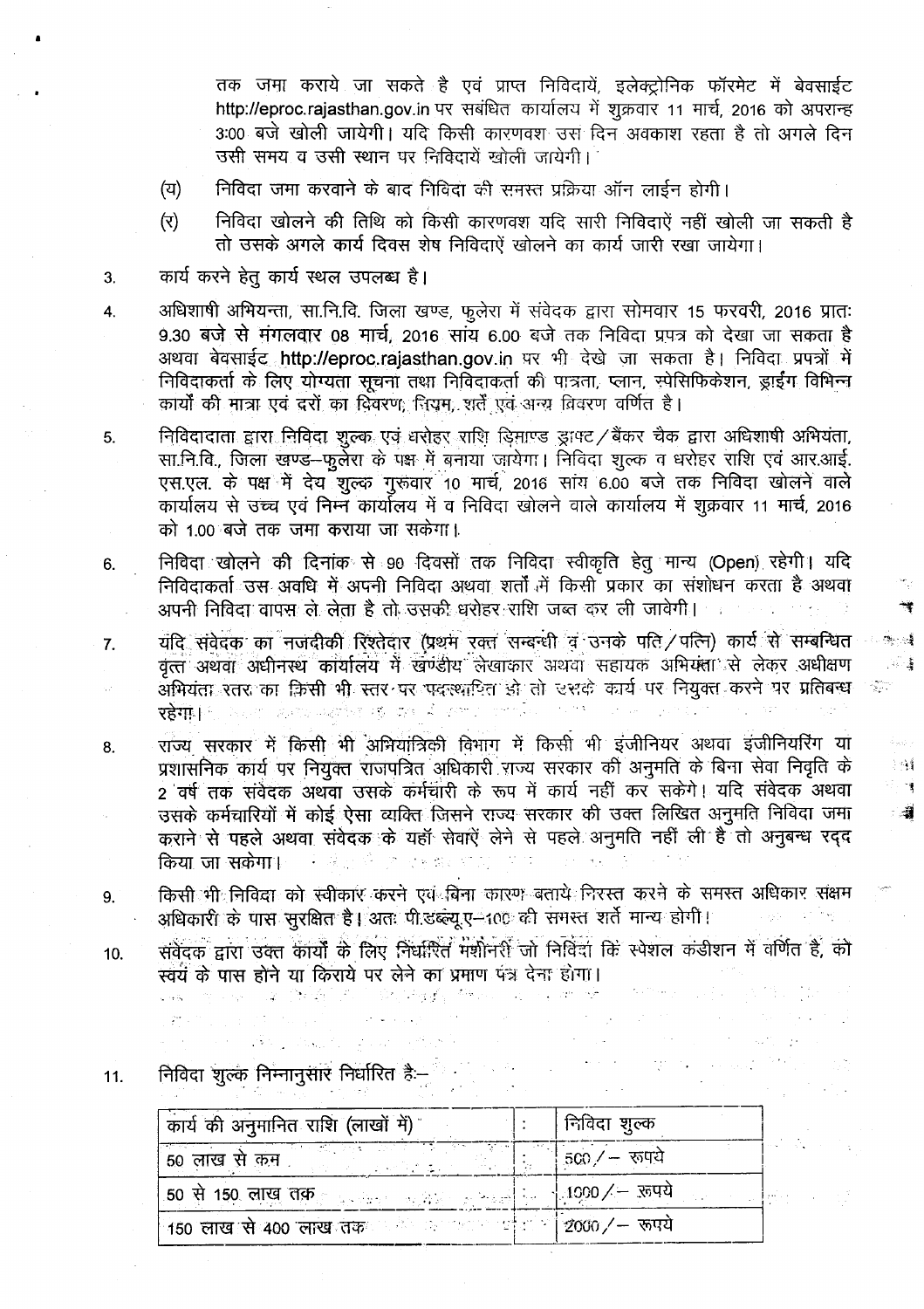तक जमा कराये जा सकते है एवं प्राप्त निविदायें, इलेक्ट्रोनिक फॉरमेट में बेवसाईट http://eproc.rajasthan.gov.in पर सबंधित कार्यालय में शुक्रवार 11 मार्च, 2016 को अपरान्ह 3:00 बजे खोली जायेगी। यदि किसी कारणवश उस दिन अवकाश रहता है तो अगले दिन उसी समय व उसी स्थान पर निविदायें खोली जायेगी।

(य) निविदा जमा करवाने के बाद निविदा की समस्त प्रक्रिया ऑन लाईन होगी।

(र) निविदा खोलने की तिथि को किसी कारणवश यदि सारी निविदाऐं नहीं खोली जा सकती है तो उसके अगले कार्य दिवस शेष निविदाऐं खोलने का कार्य जारी रखा जायेगा।

3. कार्य करने हेतु कार्य स्थल उपलब्ध है।

4. अधिशाषी अभियन्ता, सा.नि.वि. जिला खण्ड, फुलेरा में संवेदक द्वारा सोमवार 15 फरवरी, 2016 प्रातः 9.30 बजे से मंगलवार 08 मार्च, 2016 सांय 6.00 बजे तक निविदा प्रपत्र को देखा जा सकता है अथवा बेवसाईट http://eproc.rajasthan.gov.in पर भी देखे जा सकता है। निविदा प्रपत्रों में निविदाकर्ता के लिए योग्यता सूचना तथा निविदाकर्ता की पात्रता, प्लान, स्पेसिफिकेशन, ड्राईंग विभिन्न कार्यों की मात्रा एवं दरों का विवरण, नियम, शर्ते एवं अन्य विवरण वर्णित है।

5. निविदादाता द्वारा निविदा शुल्क एवं धरोहर राशि डिमाण्ड ड्राफ्ट/बैंकर चैक द्वारा अधिशाषी अभियंता, सा.नि.वि., जिला खण्ड–फुलेरा के पक्ष में बनाया जायेगा। निविदा शुल्क व धरोहर राशि एवं आर.आई. एस.एल. के पक्ष में देय शुल्क गुरूवार 10 मार्च, 2016 सांय 6.00 बजे तक निविदा खोलने वाले कार्यालय से उच्च एवं निम्न कार्यालय में व निविदा खोलने वाले कार्यालय में शुक्रवार 11 मार्च, 2016 को 1.00 बजे तक जमा कराया जा सकेगा।

6. निविदा खोलने की दिनांक से 90 दिवसों तक निविदा स्वीकृति हेतु मान्य (Open) रहेगी। यदि निविदाकर्ता उस अवधि में अपनी निविदा अथवा शर्तों में किसी प्रकार का संशोधन करता है अथवा अपनी निविदा वापस ले लेता है तो उसकी धरोहर राशि जब्त कर ली जावेगी।

7. यदि संवेदक का नजदीकी रिश्तेदार (प्रथम रक्त सन्बन्धी व उनके पति/पत्नि) कार्य से सम्बन्धित वृत्त अथवा अधीनस्थ कार्यालय में खंण्डीय लेखाकार अथवा सहायक अभियंता से लेकर अधीक्षण अभियंता स्तर का किसी भी स्तर पर पदस्थापित हो तो उसके कार्य पर नियुक्त करने पर प्रतिबन्ध रहेगा।

8. राज्य सरकार में किसी भी अभियांत्रिकी विभाग में किसी भी इंजीनियर अथवा इंजीनियरिंग या प्रशासनिक कार्य पर नियुक्त राजपत्रित अधिकारी राज्य सरकार की अनुमति के बिना सेवा निवृति के 2 वर्ष तक संवेदक अथवा उसके कर्मचारी के रूप में कार्य नहीं कर सकेंगे। यदि संवेदक अथवा उसके कर्मचारियों में कोई ऐसा व्यक्ति जिसने राज्य सरकार की उक्त लिखित अनुमति निविदा जमा कराने से पहले अथवा संवेदक के यहाँ सेवाऐं लेने से पहले अनुमति नहीं ली है तो अनुबन्ध रद्द किया जा सकेगा।

9. किसी भी निविदा को स्वीकार करने एवं बिना कारण बताये निरस्त करने के समस्त अधिकार संक्षम अधिकारी के पास सुरक्षित है। अतः पी.डब्ल्यू.ए–100 की समस्त शर्ते मान्य होगी।

10. संवेदक द्वारा उक्त कार्यों के लिए निर्धारित मशीनरी जो निविदा कि स्पेशल कंडीशन में वर्णित है, को स्वयं के पास होने या किराये पर लेने का प्रमाण पत्र देना होगा।

11. निविदा शुल्क निम्नानुसार निर्धारित है:–

| कार्य की अनुमानित राशि (लाखों में) | : | निविदा शुल्क |
|---|---|---|
| 50 लाख से कम | : | 500/– रूपये |
| 50 से 150 लाख तक | : | 1000/– रूपये |
| 150 लाख से 400 लाख तक | : | 2000/– रूपये |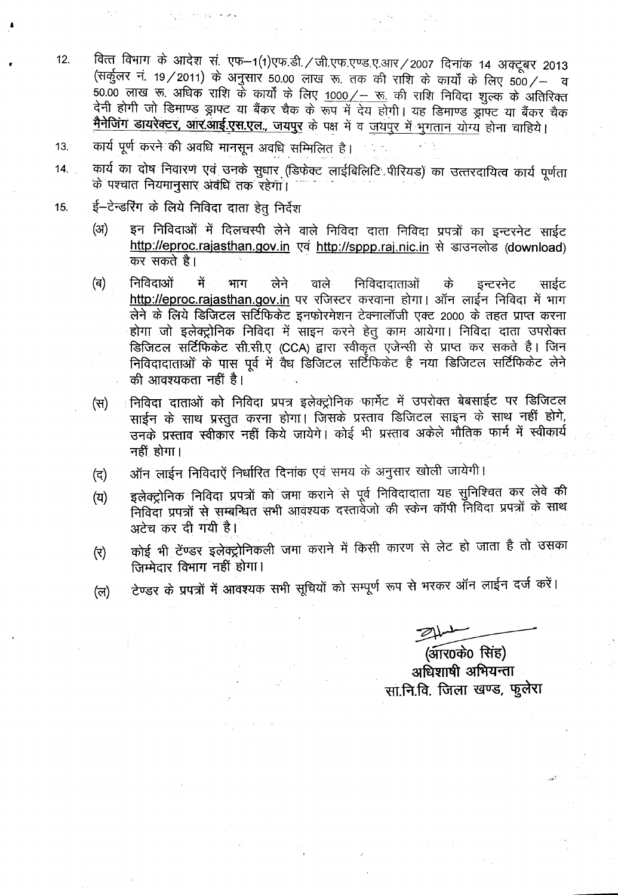12. वित्त विभाग के आदेश सं. एफ–1(1)एफ.डी./जी.एफ.एण्ड.ए.आर/2007 दिनांक 14 अक्टूबर 2013 (सर्कुलर नं. 19/2011) के अनुसार 50.00 लाख रू. तक की राशि के कार्यों के लिए 500/– व 50.00 लाख रू. अधिक राशि के कार्यों के लिए 1000/– रू. की राशि निविदा शुल्क के अतिरिक्त देनी होगी जो डिमाण्ड ड्राफ्ट या बैंकर चैक के रूप में देय होगी। यह डिमाण्ड ड्राफ्ट या बैंकर चैक **मैनेजिंग डायरेक्टर, आर.आई.एस.एल., जयपुर** के पक्ष में व जयपुर में भुगतान योग्य होना चाहिये।

13. कार्य पूर्ण करने की अवधि मानसून अवधि सम्मिलित है।

14. कार्य का दोष निवारण एवं उनके सुधार (डिफेक्ट लाईबिलिटि पीरियड) का उत्तरदायित्व कार्य पूर्णता के पश्चात नियमानुसार अवधि तक रहेगा।

15. ई–टेन्डरिंग के लिये निविदा दाता हेतु निर्देश

    (अ) इन निविदाओं में दिलचस्पी लेने वाले निविदा दाता निविदा प्रपत्रों का इन्टरनेट साईट http://eproc.rajasthan.gov.in एवं http://sppp.raj.nic.in से डाउनलोड (download) कर सकते है।

    (ब) निविदाओं में भाग लेने वाले निविदादाताओं के इन्टरनेट साईट http://eproc.rajasthan.gov.in पर रजिस्टर करवाना होगा। ऑन लाईन निविदा में भाग लेने के लिये डिजिटल सर्टिफिकेट इनफोरमेशन टेक्नालॉजी एक्ट 2000 के तहत प्राप्त करना होगा जो इलेक्ट्रोनिक निविदा में साइन करने हेतु काम आयेगा। निविदा दाता उपरोक्त डिजिटल सर्टिफिकेट सी.सी.ए (CCA) द्वारा स्वीकृत एजेन्सी से प्राप्त कर सकते है। जिन निविदादाताओं के पास पूर्व में वैध डिजिटल सर्टिफिकेट है नया डिजिटल सर्टिफिकेट लेने की आवश्यकता नहीं है।

    (स) निविदा दाताओं को निविदा प्रपत्र इलेक्ट्रोनिक फार्मेट में उपरोक्त बेबसाईट पर डिजिटल साईन के साथ प्रस्तुत करना होगा। जिसके प्रस्ताव डिजिटल साइन के साथ नहीं होंगे, उनके प्रस्ताव स्वीकार नहीं किये जायेंगे। कोई भी प्रस्ताव अकेले भौतिक फार्म में स्वीकार्य नहीं होगा।

    (द) ऑन लाईन निविदाऐं निर्धारित दिनांक एवं समय के अनुसार खोली जायेगी।

    (य) इलेक्ट्रोनिक निविदा प्रपत्रों को जमा कराने से पूर्व निविदादाता यह सुनिश्चित कर लेवे की निविदा प्रपत्रों से सम्बन्धित सभी आवश्यक दस्तावेजो की स्केन कॉपी निविदा प्रपत्रों के साथ अटेच कर दी गयी है।

    (र) कोई भी टेंण्डर इलेक्ट्रोनिकली जमा कराने में किसी कारण से लेट हो जाता है तो उसका जिम्मेदार विभाग नहीं होगा।

    (ल) टेण्डर के प्रपत्रों में आवश्यक सभी सूचियों को सम्पूर्ण रूप से भरकर ऑन लाईन दर्ज करें।

(आर0के0 सिंह)
अधिशाषी अभियन्ता
सा.नि.वि. जिला खण्ड, फुलेरा